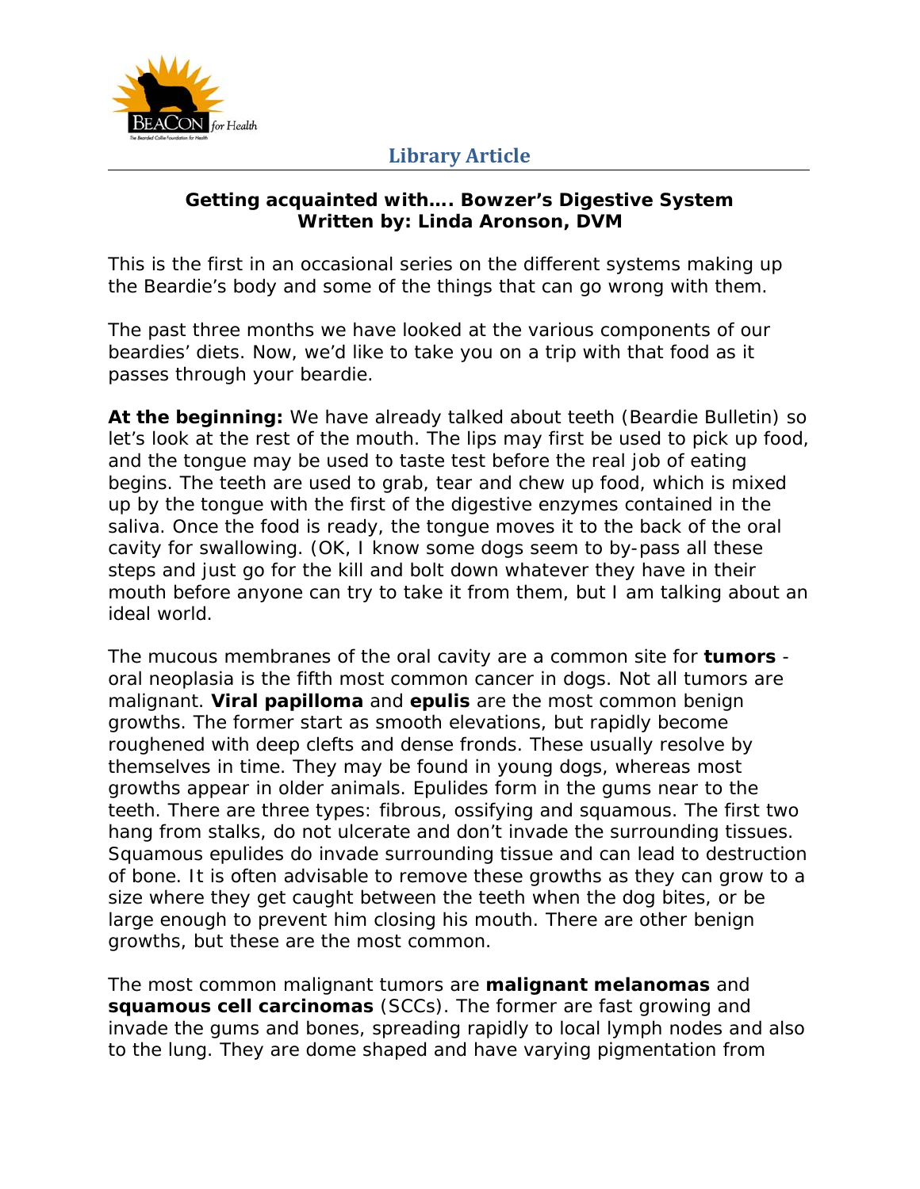**Library Article**

**Getting acquainted with…. Bowzer's Digestive System**
**Written by: Linda Aronson, DVM**

This is the first in an occasional series on the different systems making up the Beardie's body and some of the things that can go wrong with them.

The past three months we have looked at the various components of our beardies' diets. Now, we'd like to take you on a trip with that food as it passes through your beardie.

**At the beginning:** We have already talked about teeth (Beardie Bulletin) so let's look at the rest of the mouth. The lips may first be used to pick up food, and the tongue may be used to taste test before the real job of eating begins. The teeth are used to grab, tear and chew up food, which is mixed up by the tongue with the first of the digestive enzymes contained in the saliva. Once the food is ready, the tongue moves it to the back of the oral cavity for swallowing. (OK, I know some dogs seem to by-pass all these steps and just go for the kill and bolt down whatever they have in their mouth before anyone can try to take it from them, but I am talking about an ideal world.

The mucous membranes of the oral cavity are a common site for **tumors** - oral neoplasia is the fifth most common cancer in dogs. Not all tumors are malignant. **Viral papilloma** and **epulis** are the most common benign growths. The former start as smooth elevations, but rapidly become roughened with deep clefts and dense fronds. These usually resolve by themselves in time. They may be found in young dogs, whereas most growths appear in older animals. Epulides form in the gums near to the teeth. There are three types: fibrous, ossifying and squamous. The first two hang from stalks, do not ulcerate and don't invade the surrounding tissues. Squamous epulides do invade surrounding tissue and can lead to destruction of bone. It is often advisable to remove these growths as they can grow to a size where they get caught between the teeth when the dog bites, or be large enough to prevent him closing his mouth. There are other benign growths, but these are the most common.

The most common malignant tumors are **malignant melanomas** and **squamous cell carcinomas** (SCCs). The former are fast growing and invade the gums and bones, spreading rapidly to local lymph nodes and also to the lung. They are dome shaped and have varying pigmentation from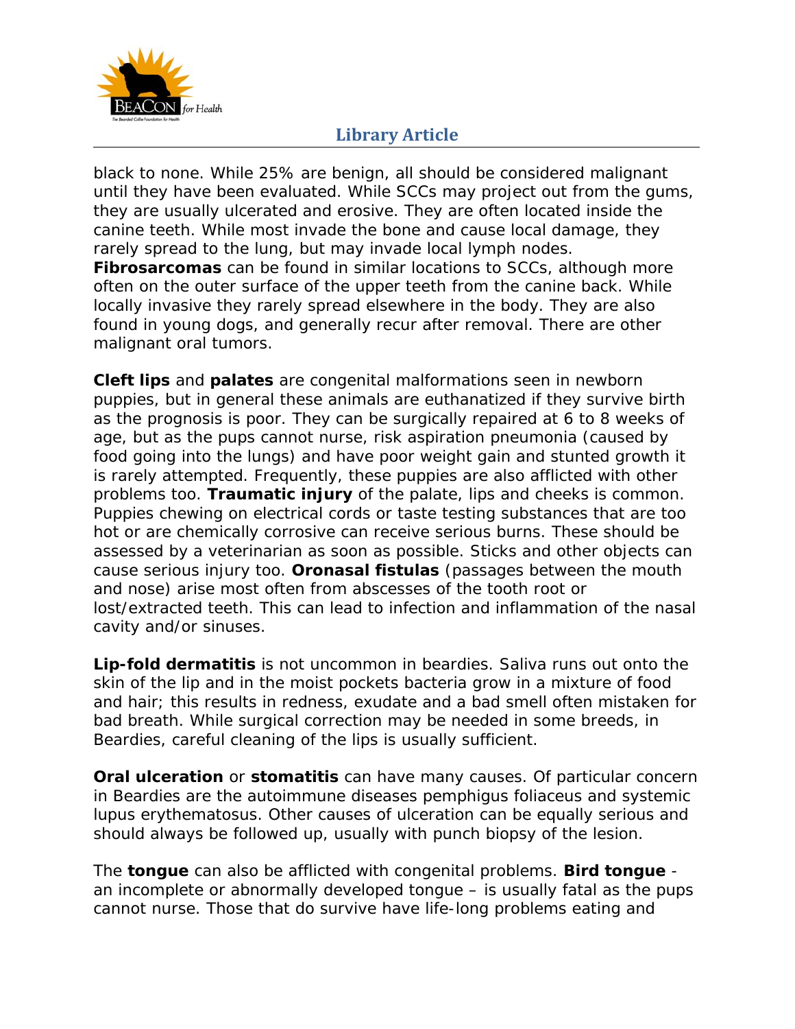black to none. While 25% are benign, all should be considered malignant until they have been evaluated. While SCCs may project out from the gums, they are usually ulcerated and erosive. They are often located inside the canine teeth. While most invade the bone and cause local damage, they rarely spread to the lung, but may invade local lymph nodes. **Fibrosarcomas** can be found in similar locations to SCCs, although more often on the outer surface of the upper teeth from the canine back. While locally invasive they rarely spread elsewhere in the body. They are also found in young dogs, and generally recur after removal. There are other malignant oral tumors.

**Cleft lips** and **palates** are congenital malformations seen in newborn puppies, but in general these animals are euthanatized if they survive birth as the prognosis is poor. They can be surgically repaired at 6 to 8 weeks of age, but as the pups cannot nurse, risk aspiration pneumonia (caused by food going into the lungs) and have poor weight gain and stunted growth it is rarely attempted. Frequently, these puppies are also afflicted with other problems too. **Traumatic injury** of the palate, lips and cheeks is common. Puppies chewing on electrical cords or taste testing substances that are too hot or are chemically corrosive can receive serious burns. These should be assessed by a veterinarian as soon as possible. Sticks and other objects can cause serious injury too. **Oronasal fistulas** (passages between the mouth and nose) arise most often from abscesses of the tooth root or lost/extracted teeth. This can lead to infection and inflammation of the nasal cavity and/or sinuses.

**Lip-fold dermatitis** is not uncommon in beardies. Saliva runs out onto the skin of the lip and in the moist pockets bacteria grow in a mixture of food and hair; this results in redness, exudate and a bad smell often mistaken for bad breath. While surgical correction may be needed in some breeds, in Beardies, careful cleaning of the lips is usually sufficient.

**Oral ulceration** or **stomatitis** can have many causes. Of particular concern in Beardies are the autoimmune diseases pemphigus foliaceus and systemic lupus erythematosus. Other causes of ulceration can be equally serious and should always be followed up, usually with punch biopsy of the lesion.

The **tongue** can also be afflicted with congenital problems. **Bird tongue** - an incomplete or abnormally developed tongue – is usually fatal as the pups cannot nurse. Those that do survive have life-long problems eating and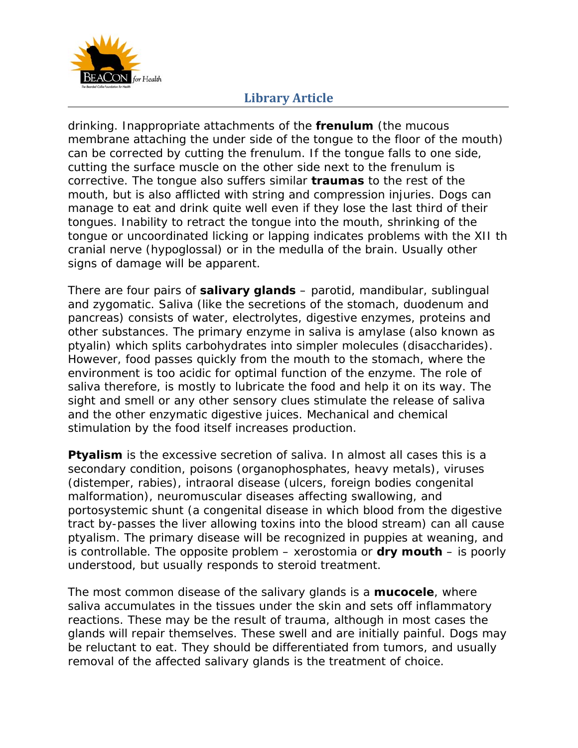drinking. Inappropriate attachments of the **frenulum** (the mucous membrane attaching the under side of the tongue to the floor of the mouth) can be corrected by cutting the frenulum. If the tongue falls to one side, cutting the surface muscle on the other side next to the frenulum is corrective. The tongue also suffers similar **traumas** to the rest of the mouth, but is also afflicted with string and compression injuries. Dogs can manage to eat and drink quite well even if they lose the last third of their tongues. Inability to retract the tongue into the mouth, shrinking of the tongue or uncoordinated licking or lapping indicates problems with the XII th cranial nerve (hypoglossal) or in the medulla of the brain. Usually other signs of damage will be apparent.

There are four pairs of **salivary glands** – parotid, mandibular, sublingual and zygomatic. Saliva (like the secretions of the stomach, duodenum and pancreas) consists of water, electrolytes, digestive enzymes, proteins and other substances. The primary enzyme in saliva is amylase (also known as ptyalin) which splits carbohydrates into simpler molecules (disaccharides). However, food passes quickly from the mouth to the stomach, where the environment is too acidic for optimal function of the enzyme. The role of saliva therefore, is mostly to lubricate the food and help it on its way. The sight and smell or any other sensory clues stimulate the release of saliva and the other enzymatic digestive juices. Mechanical and chemical stimulation by the food itself increases production.

**Ptyalism** is the excessive secretion of saliva. In almost all cases this is a secondary condition, poisons (organophosphates, heavy metals), viruses (distemper, rabies), intraoral disease (ulcers, foreign bodies congenital malformation), neuromuscular diseases affecting swallowing, and portosystemic shunt (a congenital disease in which blood from the digestive tract by-passes the liver allowing toxins into the blood stream) can all cause ptyalism. The primary disease will be recognized in puppies at weaning, and is controllable. The opposite problem – xerostomia or **dry mouth** – is poorly understood, but usually responds to steroid treatment.

The most common disease of the salivary glands is a **mucocele**, where saliva accumulates in the tissues under the skin and sets off inflammatory reactions. These may be the result of trauma, although in most cases the glands will repair themselves. These swell and are initially painful. Dogs may be reluctant to eat. They should be differentiated from tumors, and usually removal of the affected salivary glands is the treatment of choice.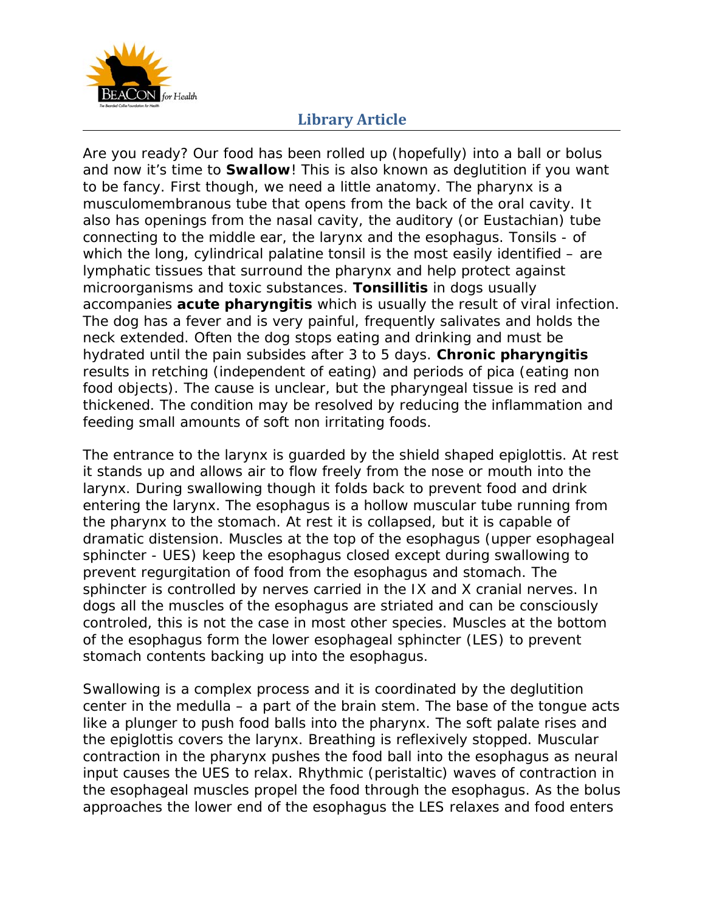Are you ready? Our food has been rolled up (hopefully) into a ball or bolus and now it's time to **Swallow**! This is also known as deglutition if you want to be fancy. First though, we need a little anatomy. The pharynx is a musculomembranous tube that opens from the back of the oral cavity. It also has openings from the nasal cavity, the auditory (or Eustachian) tube connecting to the middle ear, the larynx and the esophagus. Tonsils - of which the long, cylindrical palatine tonsil is the most easily identified – are lymphatic tissues that surround the pharynx and help protect against microorganisms and toxic substances. **Tonsillitis** in dogs usually accompanies **acute pharyngitis** which is usually the result of viral infection. The dog has a fever and is very painful, frequently salivates and holds the neck extended. Often the dog stops eating and drinking and must be hydrated until the pain subsides after 3 to 5 days. **Chronic pharyngitis** results in retching (independent of eating) and periods of pica (eating non food objects). The cause is unclear, but the pharyngeal tissue is red and thickened. The condition may be resolved by reducing the inflammation and feeding small amounts of soft non irritating foods.

The entrance to the larynx is guarded by the shield shaped epiglottis. At rest it stands up and allows air to flow freely from the nose or mouth into the larynx. During swallowing though it folds back to prevent food and drink entering the larynx. The esophagus is a hollow muscular tube running from the pharynx to the stomach. At rest it is collapsed, but it is capable of dramatic distension. Muscles at the top of the esophagus (upper esophageal sphincter - UES) keep the esophagus closed except during swallowing to prevent regurgitation of food from the esophagus and stomach. The sphincter is controlled by nerves carried in the IX and X cranial nerves. In dogs all the muscles of the esophagus are striated and can be consciously controled, this is not the case in most other species. Muscles at the bottom of the esophagus form the lower esophageal sphincter (LES) to prevent stomach contents backing up into the esophagus.

Swallowing is a complex process and it is coordinated by the deglutition center in the medulla – a part of the brain stem. The base of the tongue acts like a plunger to push food balls into the pharynx. The soft palate rises and the epiglottis covers the larynx. Breathing is reflexively stopped. Muscular contraction in the pharynx pushes the food ball into the esophagus as neural input causes the UES to relax. Rhythmic (peristaltic) waves of contraction in the esophageal muscles propel the food through the esophagus. As the bolus approaches the lower end of the esophagus the LES relaxes and food enters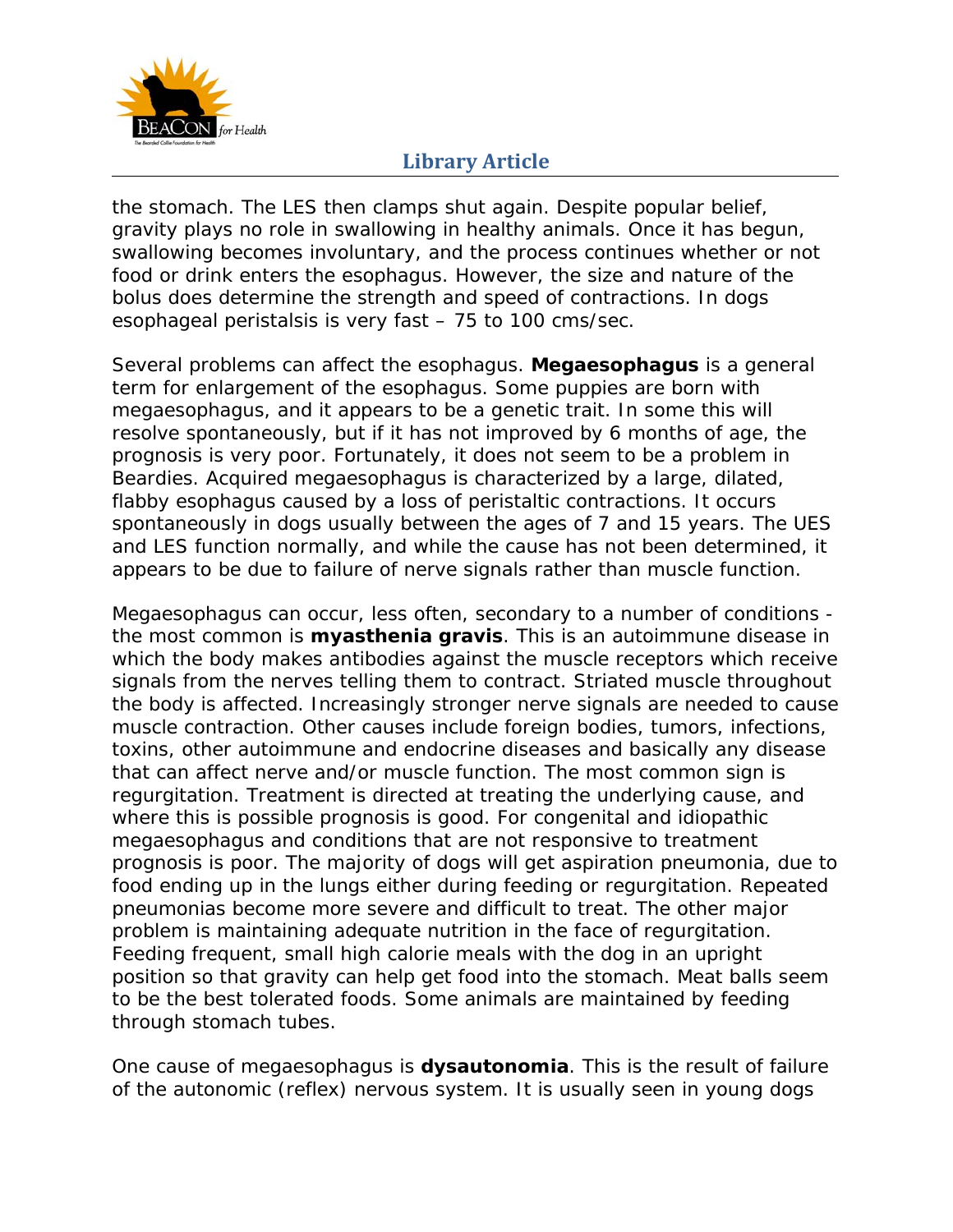the stomach. The LES then clamps shut again. Despite popular belief, gravity plays no role in swallowing in healthy animals. Once it has begun, swallowing becomes involuntary, and the process continues whether or not food or drink enters the esophagus. However, the size and nature of the bolus does determine the strength and speed of contractions. In dogs esophageal peristalsis is very fast – 75 to 100 cms/sec.

Several problems can affect the esophagus. **Megaesophagus** is a general term for enlargement of the esophagus. Some puppies are born with megaesophagus, and it appears to be a genetic trait. In some this will resolve spontaneously, but if it has not improved by 6 months of age, the prognosis is very poor. Fortunately, it does not seem to be a problem in Beardies. Acquired megaesophagus is characterized by a large, dilated, flabby esophagus caused by a loss of peristaltic contractions. It occurs spontaneously in dogs usually between the ages of 7 and 15 years. The UES and LES function normally, and while the cause has not been determined, it appears to be due to failure of nerve signals rather than muscle function.

Megaesophagus can occur, less often, secondary to a number of conditions - the most common is **myasthenia gravis**. This is an autoimmune disease in which the body makes antibodies against the muscle receptors which receive signals from the nerves telling them to contract. Striated muscle throughout the body is affected. Increasingly stronger nerve signals are needed to cause muscle contraction. Other causes include foreign bodies, tumors, infections, toxins, other autoimmune and endocrine diseases and basically any disease that can affect nerve and/or muscle function. The most common sign is regurgitation. Treatment is directed at treating the underlying cause, and where this is possible prognosis is good. For congenital and idiopathic megaesophagus and conditions that are not responsive to treatment prognosis is poor. The majority of dogs will get aspiration pneumonia, due to food ending up in the lungs either during feeding or regurgitation. Repeated pneumonias become more severe and difficult to treat. The other major problem is maintaining adequate nutrition in the face of regurgitation. Feeding frequent, small high calorie meals with the dog in an upright position so that gravity can help get food into the stomach. Meat balls seem to be the best tolerated foods. Some animals are maintained by feeding through stomach tubes.

One cause of megaesophagus is **dysautonomia**. This is the result of failure of the autonomic (reflex) nervous system. It is usually seen in young dogs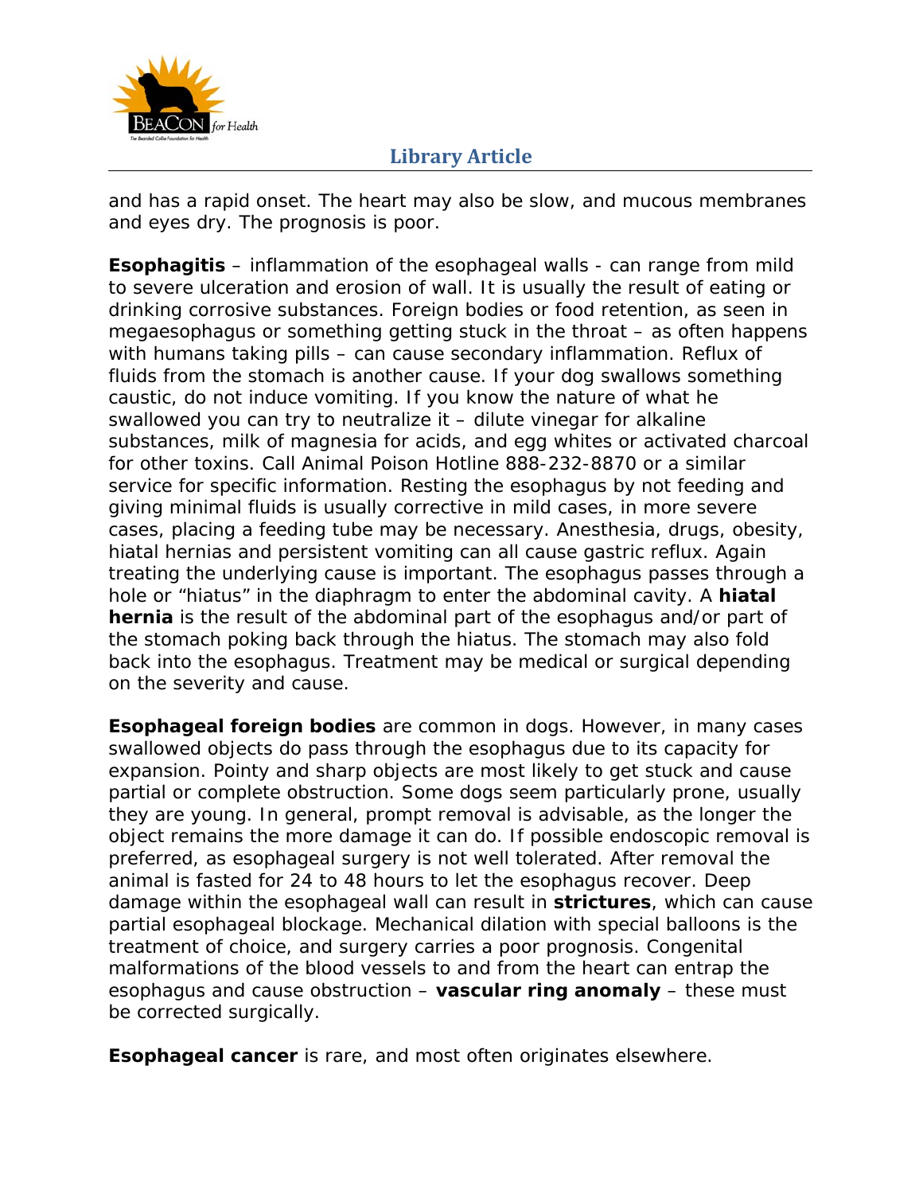and has a rapid onset. The heart may also be slow, and mucous membranes and eyes dry. The prognosis is poor.

**Esophagitis** – inflammation of the esophageal walls - can range from mild to severe ulceration and erosion of wall. It is usually the result of eating or drinking corrosive substances. Foreign bodies or food retention, as seen in megaesophagus or something getting stuck in the throat – as often happens with humans taking pills – can cause secondary inflammation. Reflux of fluids from the stomach is another cause. If your dog swallows something caustic, do not induce vomiting. If you know the nature of what he swallowed you can try to neutralize it – dilute vinegar for alkaline substances, milk of magnesia for acids, and egg whites or activated charcoal for other toxins. Call Animal Poison Hotline 888-232-8870 or a similar service for specific information. Resting the esophagus by not feeding and giving minimal fluids is usually corrective in mild cases, in more severe cases, placing a feeding tube may be necessary. Anesthesia, drugs, obesity, hiatal hernias and persistent vomiting can all cause gastric reflux. Again treating the underlying cause is important. The esophagus passes through a hole or "hiatus" in the diaphragm to enter the abdominal cavity. A **hiatal hernia** is the result of the abdominal part of the esophagus and/or part of the stomach poking back through the hiatus. The stomach may also fold back into the esophagus. Treatment may be medical or surgical depending on the severity and cause.

**Esophageal foreign bodies** are common in dogs. However, in many cases swallowed objects do pass through the esophagus due to its capacity for expansion. Pointy and sharp objects are most likely to get stuck and cause partial or complete obstruction. Some dogs seem particularly prone, usually they are young. In general, prompt removal is advisable, as the longer the object remains the more damage it can do. If possible endoscopic removal is preferred, as esophageal surgery is not well tolerated. After removal the animal is fasted for 24 to 48 hours to let the esophagus recover. Deep damage within the esophageal wall can result in **strictures**, which can cause partial esophageal blockage. Mechanical dilation with special balloons is the treatment of choice, and surgery carries a poor prognosis. Congenital malformations of the blood vessels to and from the heart can entrap the esophagus and cause obstruction – **vascular ring anomaly** – these must be corrected surgically.

**Esophageal cancer** is rare, and most often originates elsewhere.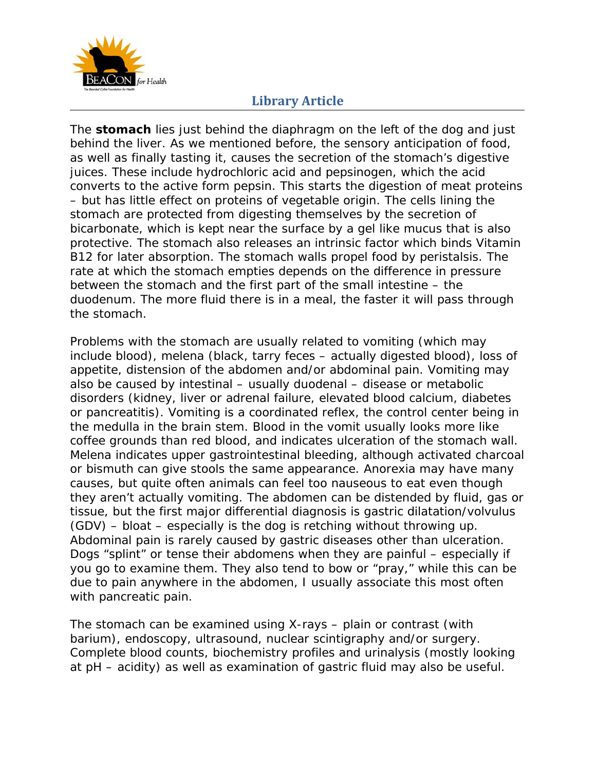The **stomach** lies just behind the diaphragm on the left of the dog and just behind the liver. As we mentioned before, the sensory anticipation of food, as well as finally tasting it, causes the secretion of the stomach's digestive juices. These include hydrochloric acid and pepsinogen, which the acid converts to the active form pepsin. This starts the digestion of meat proteins – but has little effect on proteins of vegetable origin. The cells lining the stomach are protected from digesting themselves by the secretion of bicarbonate, which is kept near the surface by a gel like mucus that is also protective. The stomach also releases an intrinsic factor which binds Vitamin B12 for later absorption. The stomach walls propel food by peristalsis. The rate at which the stomach empties depends on the difference in pressure between the stomach and the first part of the small intestine – the duodenum. The more fluid there is in a meal, the faster it will pass through the stomach.

Problems with the stomach are usually related to vomiting (which may include blood), melena (black, tarry feces – actually digested blood), loss of appetite, distension of the abdomen and/or abdominal pain. Vomiting may also be caused by intestinal – usually duodenal – disease or metabolic disorders (kidney, liver or adrenal failure, elevated blood calcium, diabetes or pancreatitis). Vomiting is a coordinated reflex, the control center being in the medulla in the brain stem. Blood in the vomit usually looks more like coffee grounds than red blood, and indicates ulceration of the stomach wall. Melena indicates upper gastrointestinal bleeding, although activated charcoal or bismuth can give stools the same appearance. Anorexia may have many causes, but quite often animals can feel too nauseous to eat even though they aren't actually vomiting. The abdomen can be distended by fluid, gas or tissue, but the first major differential diagnosis is gastric dilatation/volvulus (GDV) – bloat – especially is the dog is retching without throwing up. Abdominal pain is rarely caused by gastric diseases other than ulceration. Dogs "splint" or tense their abdomens when they are painful – especially if you go to examine them. They also tend to bow or "pray," while this can be due to pain anywhere in the abdomen, I usually associate this most often with pancreatic pain.

The stomach can be examined using X-rays – plain or contrast (with barium), endoscopy, ultrasound, nuclear scintigraphy and/or surgery. Complete blood counts, biochemistry profiles and urinalysis (mostly looking at pH – acidity) as well as examination of gastric fluid may also be useful.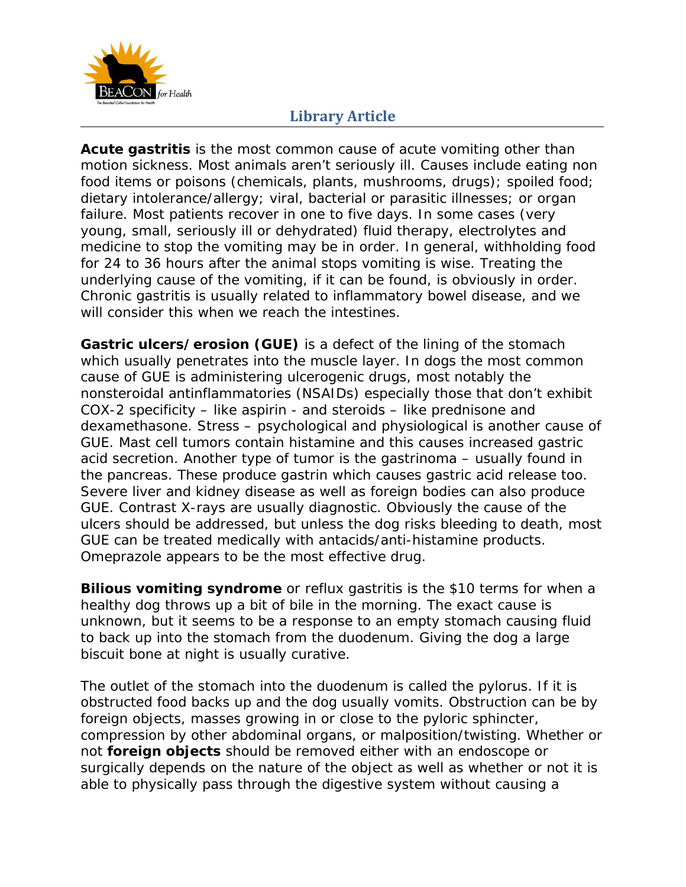**Acute gastritis** is the most common cause of acute vomiting other than motion sickness. Most animals aren't seriously ill. Causes include eating non food items or poisons (chemicals, plants, mushrooms, drugs); spoiled food; dietary intolerance/allergy; viral, bacterial or parasitic illnesses; or organ failure. Most patients recover in one to five days. In some cases (very young, small, seriously ill or dehydrated) fluid therapy, electrolytes and medicine to stop the vomiting may be in order. In general, withholding food for 24 to 36 hours after the animal stops vomiting is wise. Treating the underlying cause of the vomiting, if it can be found, is obviously in order. Chronic gastritis is usually related to inflammatory bowel disease, and we will consider this when we reach the intestines.

**Gastric ulcers/erosion (GUE)** is a defect of the lining of the stomach which usually penetrates into the muscle layer. In dogs the most common cause of GUE is administering ulcerogenic drugs, most notably the nonsteroidal antinflammatories (NSAIDs) especially those that don't exhibit COX-2 specificity – like aspirin - and steroids – like prednisone and dexamethasone. Stress – psychological and physiological is another cause of GUE. Mast cell tumors contain histamine and this causes increased gastric acid secretion. Another type of tumor is the gastrinoma – usually found in the pancreas. These produce gastrin which causes gastric acid release too. Severe liver and kidney disease as well as foreign bodies can also produce GUE. Contrast X-rays are usually diagnostic. Obviously the cause of the ulcers should be addressed, but unless the dog risks bleeding to death, most GUE can be treated medically with antacids/anti-histamine products. Omeprazole appears to be the most effective drug.

**Bilious vomiting syndrome** or reflux gastritis is the $10 terms for when a healthy dog throws up a bit of bile in the morning. The exact cause is unknown, but it seems to be a response to an empty stomach causing fluid to back up into the stomach from the duodenum. Giving the dog a large biscuit bone at night is usually curative.

The outlet of the stomach into the duodenum is called the pylorus. If it is obstructed food backs up and the dog usually vomits. Obstruction can be by foreign objects, masses growing in or close to the pyloric sphincter, compression by other abdominal organs, or malposition/twisting. Whether or not **foreign objects** should be removed either with an endoscope or surgically depends on the nature of the object as well as whether or not it is able to physically pass through the digestive system without causing a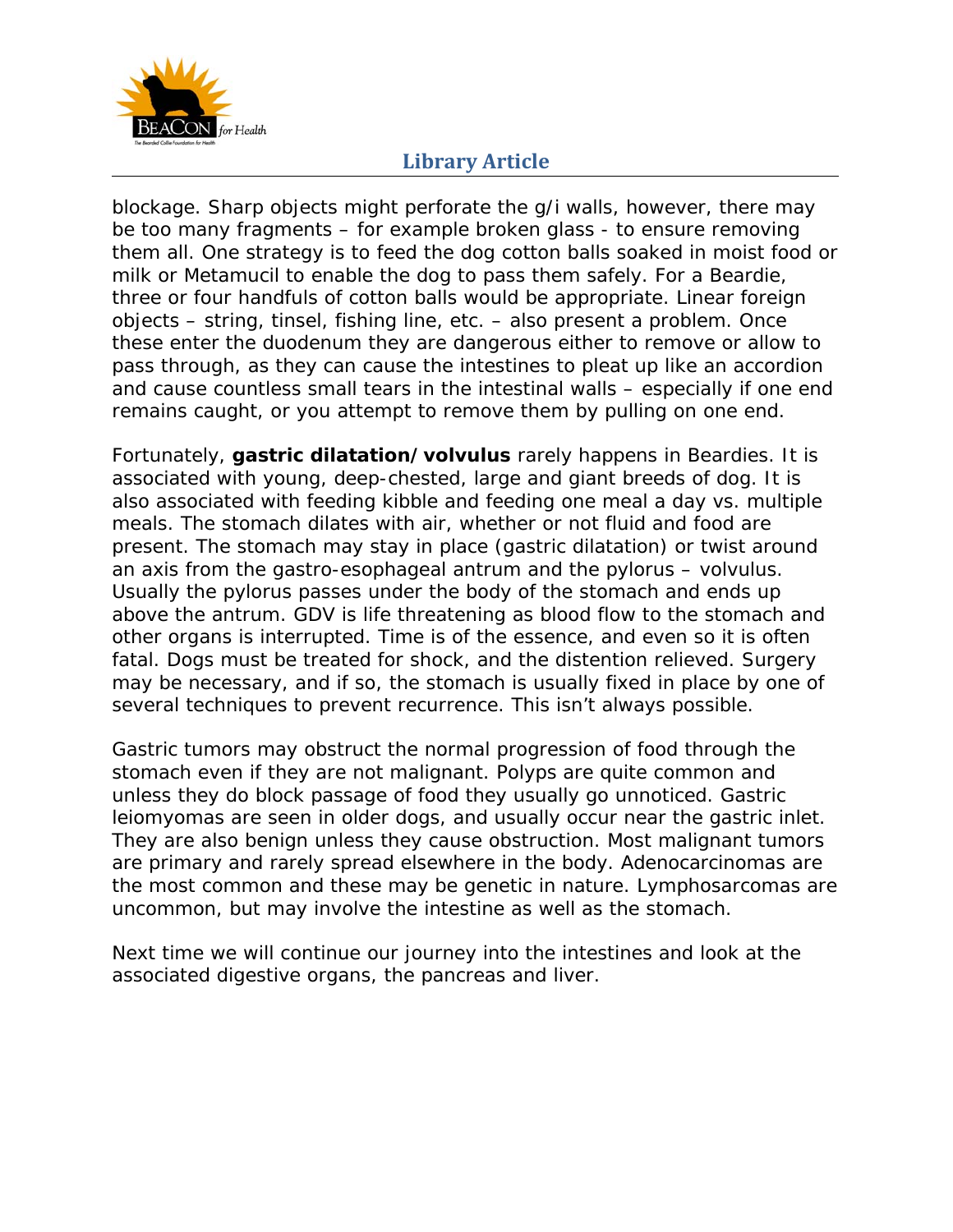blockage. Sharp objects might perforate the g/i walls, however, there may be too many fragments – for example broken glass - to ensure removing them all. One strategy is to feed the dog cotton balls soaked in moist food or milk or Metamucil to enable the dog to pass them safely. For a Beardie, three or four handfuls of cotton balls would be appropriate. Linear foreign objects – string, tinsel, fishing line, etc. – also present a problem. Once these enter the duodenum they are dangerous either to remove or allow to pass through, as they can cause the intestines to pleat up like an accordion and cause countless small tears in the intestinal walls – especially if one end remains caught, or you attempt to remove them by pulling on one end.

Fortunately, **gastric dilatation/volvulus** rarely happens in Beardies. It is associated with young, deep-chested, large and giant breeds of dog. It is also associated with feeding kibble and feeding one meal a day vs. multiple meals. The stomach dilates with air, whether or not fluid and food are present. The stomach may stay in place (gastric dilatation) or twist around an axis from the gastro-esophageal antrum and the pylorus – volvulus. Usually the pylorus passes under the body of the stomach and ends up above the antrum. GDV is life threatening as blood flow to the stomach and other organs is interrupted. Time is of the essence, and even so it is often fatal. Dogs must be treated for shock, and the distention relieved. Surgery may be necessary, and if so, the stomach is usually fixed in place by one of several techniques to prevent recurrence. This isn't always possible.

Gastric tumors may obstruct the normal progression of food through the stomach even if they are not malignant. Polyps are quite common and unless they do block passage of food they usually go unnoticed. Gastric leiomyomas are seen in older dogs, and usually occur near the gastric inlet. They are also benign unless they cause obstruction. Most malignant tumors are primary and rarely spread elsewhere in the body. Adenocarcinomas are the most common and these may be genetic in nature. Lymphosarcomas are uncommon, but may involve the intestine as well as the stomach.

Next time we will continue our journey into the intestines and look at the associated digestive organs, the pancreas and liver.